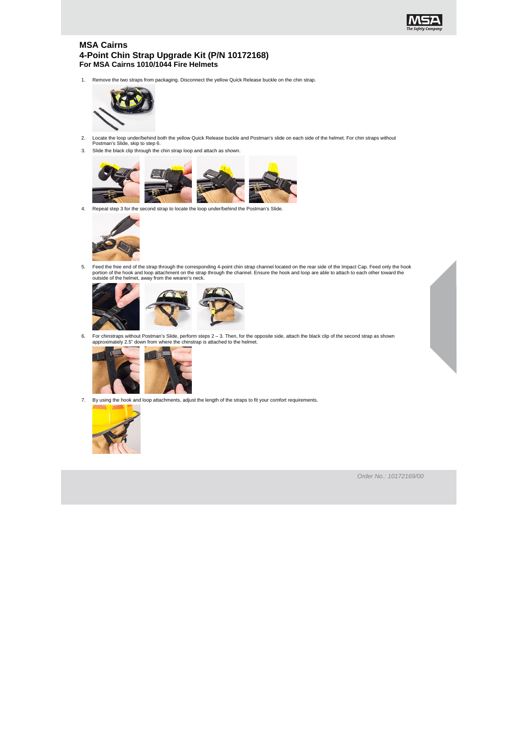# MSA Cairns

## 4-Point Chin Strap Upgrade Kit (P/N 10172168)

### For MSA Cairns 1010/1044 Fire Helmets

1. Remove the two straps from packaging. Disconnect the yellow Quick Release buckle on the chin strap.
2. Locate the loop under/behind both the yellow Quick Release buckle and Postman's slide on each side of the helmet. For chin straps without Postman's Slide, skip to step 6.
3. Slide the black clip through the chin strap loop and attach as shown.
4. Repeat step 3 for the second strap to locate the loop under/behind the Postman's Slide.
5. Feed the free end of the strap through the corresponding 4-point chin strap channel located on the rear side of the Impact Cap. Feed only the hook portion of the hook and loop attachment on the strap through the channel. Ensure the hook and loop are able to attach to each other toward the outside of the helmet, away from the wearer's neck.
6. For chinstraps without Postman's Slide, perform steps 2 – 3. Then, for the opposite side, attach the black clip of the second strap as shown approximately 2.5" down from where the chinstrap is attached to the helmet.
7. By using the hook and loop attachments, adjust the length of the straps to fit your comfort requirements.

*Order No.: 10172169/00*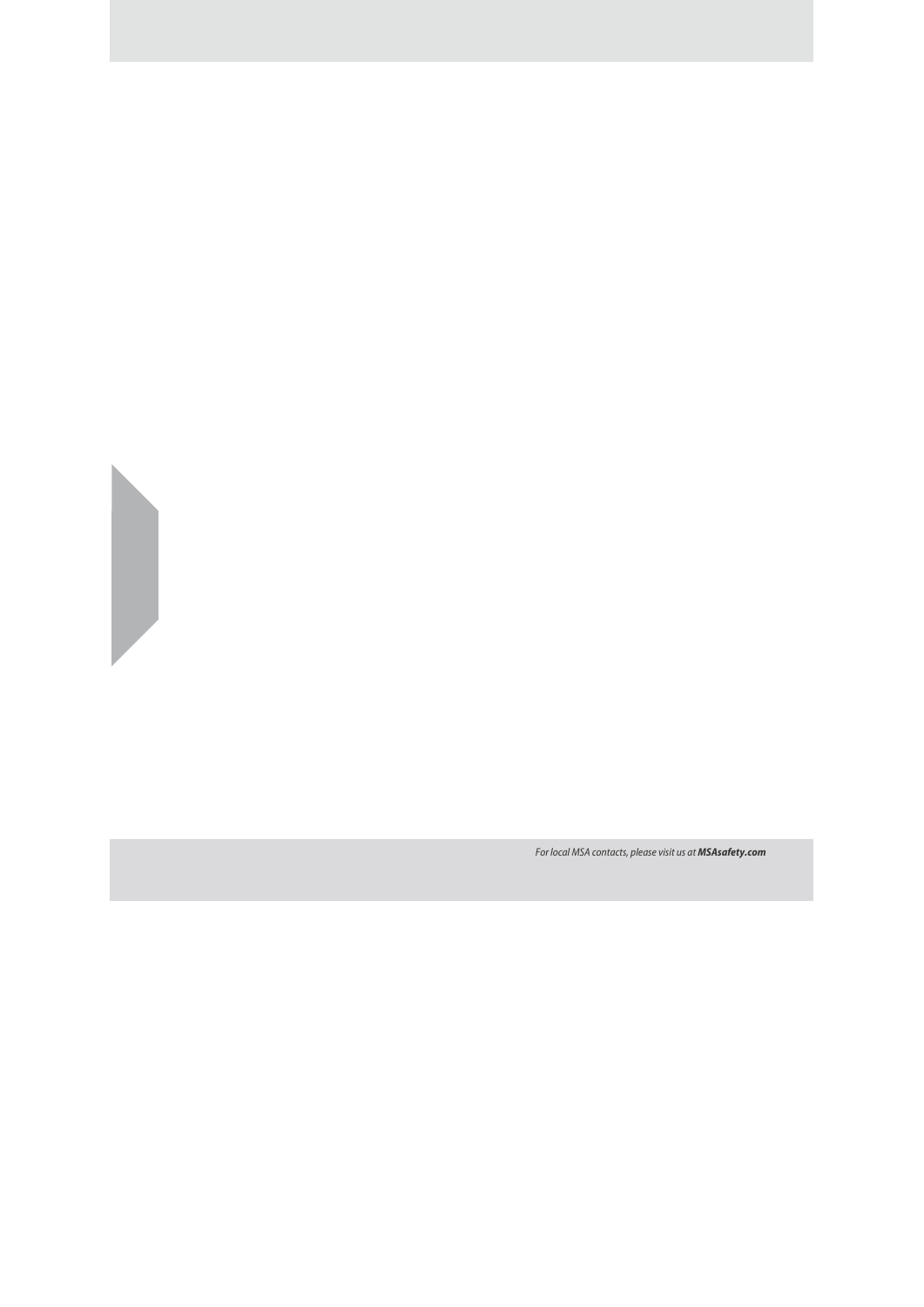*For local MSA contacts, please visit us at **MSAsafety.com***